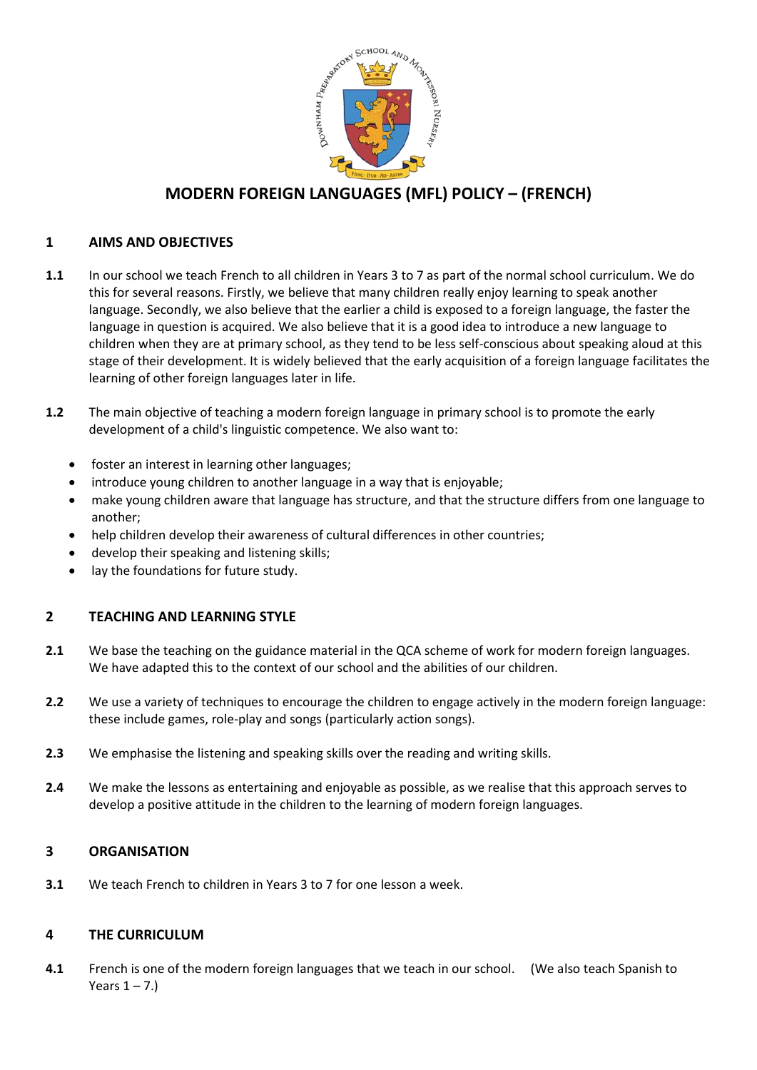# MODERN FOREIGN LANGUAGES (MFL) POLICY – (FRENCH)

## 1 AIMS AND OBJECTIVES

**1.1** In our school we teach French to all children in Years 3 to 7 as part of the normal school curriculum. We do this for several reasons. Firstly, we believe that many children really enjoy learning to speak another language. Secondly, we also believe that the earlier a child is exposed to a foreign language, the faster the language in question is acquired. We also believe that it is a good idea to introduce a new language to children when they are at primary school, as they tend to be less self-conscious about speaking aloud at this stage of their development. It is widely believed that the early acquisition of a foreign language facilitates the learning of other foreign languages later in life.

**1.2** The main objective of teaching a modern foreign language in primary school is to promote the early development of a child's linguistic competence. We also want to:

- foster an interest in learning other languages;
- introduce young children to another language in a way that is enjoyable;
- make young children aware that language has structure, and that the structure differs from one language to another;
- help children develop their awareness of cultural differences in other countries;
- develop their speaking and listening skills;
- lay the foundations for future study.

## 2 TEACHING AND LEARNING STYLE

**2.1** We base the teaching on the guidance material in the QCA scheme of work for modern foreign languages. We have adapted this to the context of our school and the abilities of our children.

**2.2** We use a variety of techniques to encourage the children to engage actively in the modern foreign language: these include games, role-play and songs (particularly action songs).

**2.3** We emphasise the listening and speaking skills over the reading and writing skills.

**2.4** We make the lessons as entertaining and enjoyable as possible, as we realise that this approach serves to develop a positive attitude in the children to the learning of modern foreign languages.

## 3 ORGANISATION

**3.1** We teach French to children in Years 3 to 7 for one lesson a week.

## 4 THE CURRICULUM

**4.1** French is one of the modern foreign languages that we teach in our school. (We also teach Spanish to Years 1 – 7.)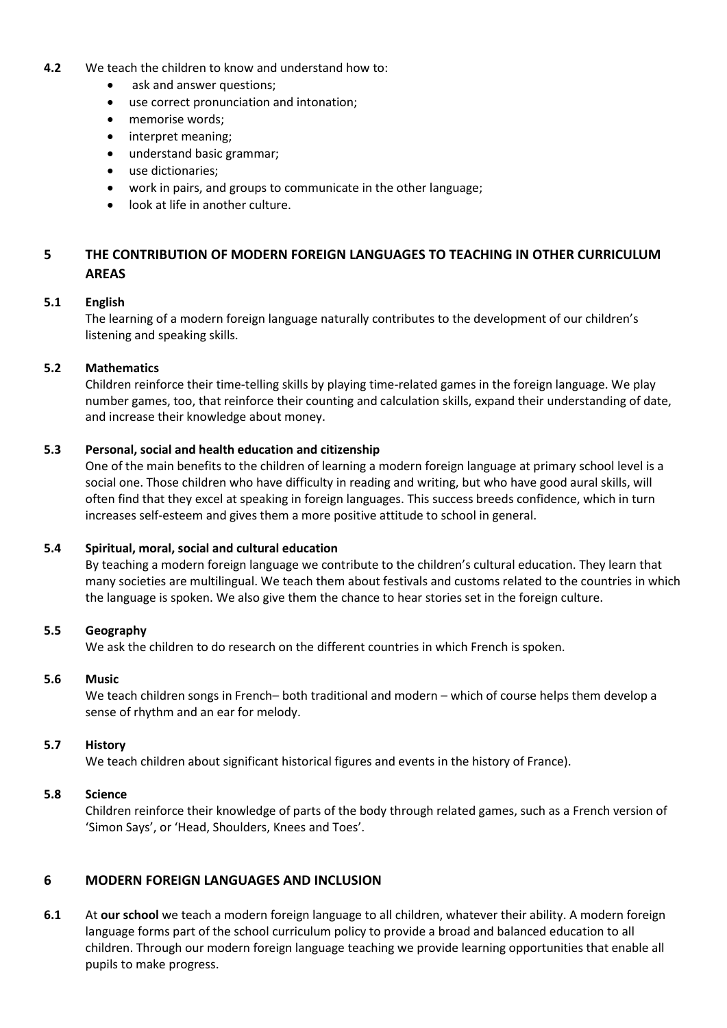**4.2** We teach the children to know and understand how to:

- ask and answer questions;
- use correct pronunciation and intonation;
- memorise words;
- interpret meaning;
- understand basic grammar;
- use dictionaries;
- work in pairs, and groups to communicate in the other language;
- look at life in another culture.

## 5 THE CONTRIBUTION OF MODERN FOREIGN LANGUAGES TO TEACHING IN OTHER CURRICULUM AREAS

### 5.1 English

The learning of a modern foreign language naturally contributes to the development of our children's listening and speaking skills.

### 5.2 Mathematics

Children reinforce their time-telling skills by playing time-related games in the foreign language. We play number games, too, that reinforce their counting and calculation skills, expand their understanding of date, and increase their knowledge about money.

### 5.3 Personal, social and health education and citizenship

One of the main benefits to the children of learning a modern foreign language at primary school level is a social one. Those children who have difficulty in reading and writing, but who have good aural skills, will often find that they excel at speaking in foreign languages. This success breeds confidence, which in turn increases self-esteem and gives them a more positive attitude to school in general.

### 5.4 Spiritual, moral, social and cultural education

By teaching a modern foreign language we contribute to the children's cultural education. They learn that many societies are multilingual. We teach them about festivals and customs related to the countries in which the language is spoken. We also give them the chance to hear stories set in the foreign culture.

### 5.5 Geography

We ask the children to do research on the different countries in which French is spoken.

### 5.6 Music

We teach children songs in French– both traditional and modern – which of course helps them develop a sense of rhythm and an ear for melody.

### 5.7 History

We teach children about significant historical figures and events in the history of France).

### 5.8 Science

Children reinforce their knowledge of parts of the body through related games, such as a French version of 'Simon Says', or 'Head, Shoulders, Knees and Toes'.

## 6 MODERN FOREIGN LANGUAGES AND INCLUSION

**6.1** At **our school** we teach a modern foreign language to all children, whatever their ability. A modern foreign language forms part of the school curriculum policy to provide a broad and balanced education to all children. Through our modern foreign language teaching we provide learning opportunities that enable all pupils to make progress.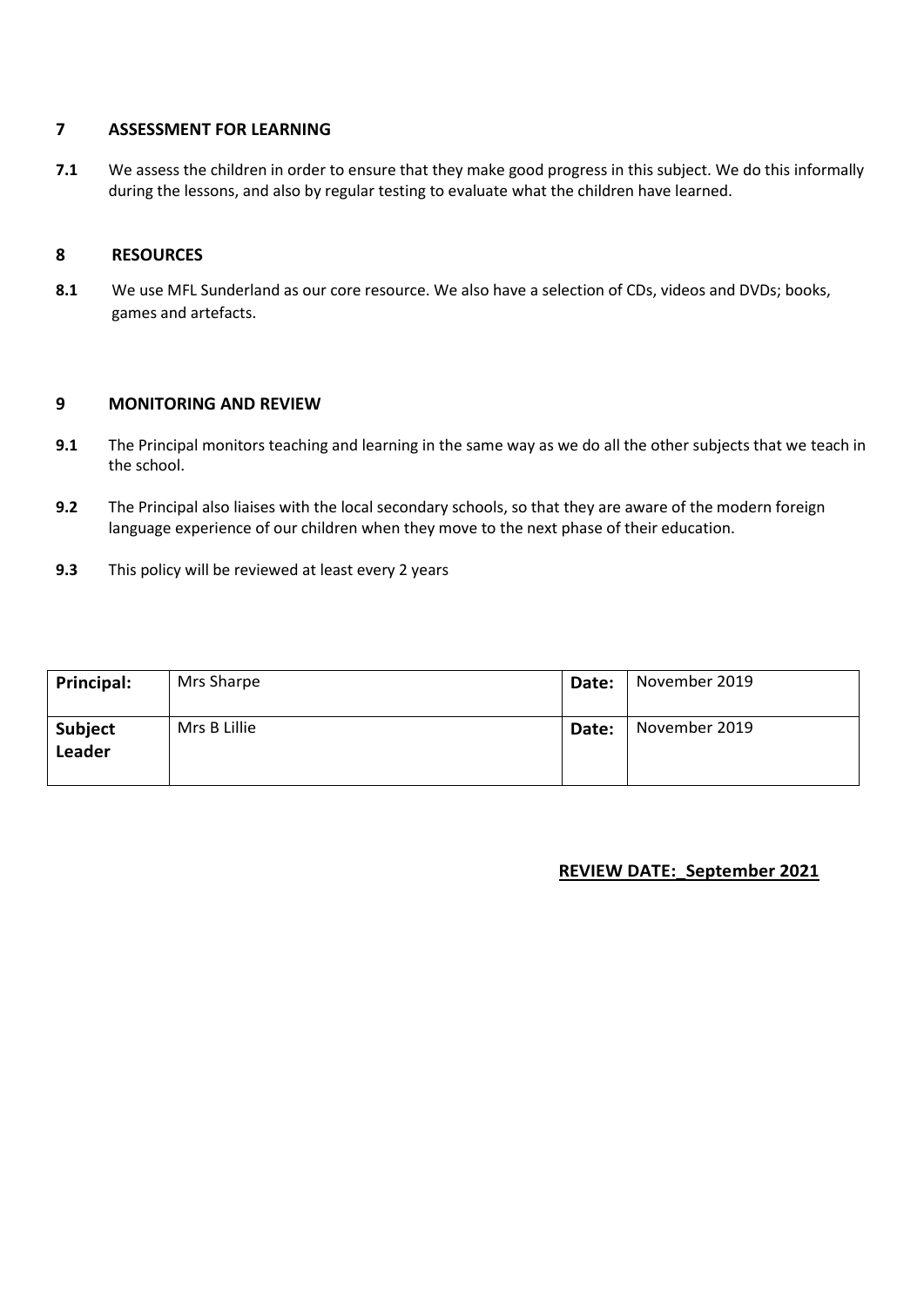## 7 ASSESSMENT FOR LEARNING

**7.1** We assess the children in order to ensure that they make good progress in this subject. We do this informally during the lessons, and also by regular testing to evaluate what the children have learned.

## 8 RESOURCES

**8.1** We use MFL Sunderland as our core resource. We also have a selection of CDs, videos and DVDs; books, games and artefacts.

## 9 MONITORING AND REVIEW

**9.1** The Principal monitors teaching and learning in the same way as we do all the other subjects that we teach in the school.

**9.2** The Principal also liaises with the local secondary schools, so that they are aware of the modern foreign language experience of our children when they move to the next phase of their education.

**9.3** This policy will be reviewed at least every 2 years

| | | | |
|---|---|---|---|
| **Principal:** | Mrs Sharpe | **Date:** | November 2019 |
| **Subject Leader** | Mrs B Lillie | **Date:** | November 2019 |

**REVIEW DATE:_September 2021**